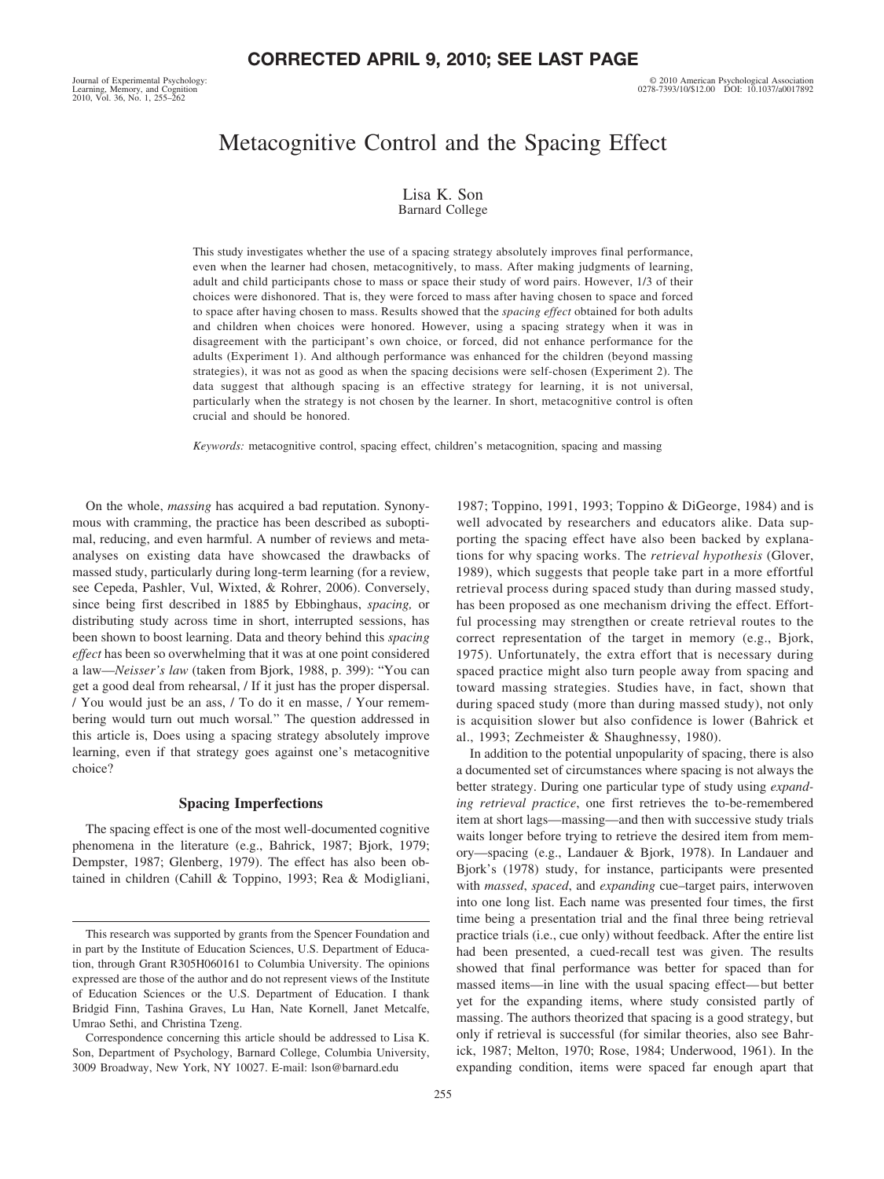**CORRECTED APRIL 9, 2010; SEE LAST PAGE**

# Metacognitive Control and the Spacing Effect

Lisa K. Son
Barnard College

This study investigates whether the use of a spacing strategy absolutely improves final performance, even when the learner had chosen, metacognitively, to mass. After making judgments of learning, adult and child participants chose to mass or space their study of word pairs. However, 1/3 of their choices were dishonored. That is, they were forced to mass after having chosen to space and forced to space after having chosen to mass. Results showed that the *spacing effect* obtained for both adults and children when choices were honored. However, using a spacing strategy when it was in disagreement with the participant's own choice, or forced, did not enhance performance for the adults (Experiment 1). And although performance was enhanced for the children (beyond massing strategies), it was not as good as when the spacing decisions were self-chosen (Experiment 2). The data suggest that although spacing is an effective strategy for learning, it is not universal, particularly when the strategy is not chosen by the learner. In short, metacognitive control is often crucial and should be honored.

*Keywords:* metacognitive control, spacing effect, children's metacognition, spacing and massing

On the whole, *massing* has acquired a bad reputation. Synonymous with cramming, the practice has been described as suboptimal, reducing, and even harmful. A number of reviews and meta-analyses on existing data have showcased the drawbacks of massed study, particularly during long-term learning (for a review, see Cepeda, Pashler, Vul, Wixted, & Rohrer, 2006). Conversely, since being first described in 1885 by Ebbinghaus, *spacing,* or distributing study across time in short, interrupted sessions, has been shown to boost learning. Data and theory behind this *spacing effect* has been so overwhelming that it was at one point considered a law—*Neisser's law* (taken from Bjork, 1988, p. 399): "You can get a good deal from rehearsal, / If it just has the proper dispersal. / You would just be an ass, / To do it en masse, / Your remembering would turn out much worsal." The question addressed in this article is, Does using a spacing strategy absolutely improve learning, even if that strategy goes against one's metacognitive choice?

## Spacing Imperfections

The spacing effect is one of the most well-documented cognitive phenomena in the literature (e.g., Bahrick, 1987; Bjork, 1979; Dempster, 1987; Glenberg, 1979). The effect has also been obtained in children (Cahill & Toppino, 1993; Rea & Modigliani, 1987; Toppino, 1991, 1993; Toppino & DiGeorge, 1984) and is well advocated by researchers and educators alike. Data supporting the spacing effect have also been backed by explanations for why spacing works. The *retrieval hypothesis* (Glover, 1989), which suggests that people take part in a more effortful retrieval process during spaced study than during massed study, has been proposed as one mechanism driving the effect. Effortful processing may strengthen or create retrieval routes to the correct representation of the target in memory (e.g., Bjork, 1975). Unfortunately, the extra effort that is necessary during spaced practice might also turn people away from spacing and toward massing strategies. Studies have, in fact, shown that during spaced study (more than during massed study), not only is acquisition slower but also confidence is lower (Bahrick et al., 1993; Zechmeister & Shaughnessy, 1980).

In addition to the potential unpopularity of spacing, there is also a documented set of circumstances where spacing is not always the better strategy. During one particular type of study using *expanding retrieval practice*, one first retrieves the to-be-remembered item at short lags—massing—and then with successive study trials waits longer before trying to retrieve the desired item from memory—spacing (e.g., Landauer & Bjork, 1978). In Landauer and Bjork's (1978) study, for instance, participants were presented with *massed*, *spaced*, and *expanding* cue–target pairs, interwoven into one long list. Each name was presented four times, the first time being a presentation trial and the final three being retrieval practice trials (i.e., cue only) without feedback. After the entire list had been presented, a cued-recall test was given. The results showed that final performance was better for spaced than for massed items—in line with the usual spacing effect—but better yet for the expanding items, where study consisted partly of massing. The authors theorized that spacing is a good strategy, but only if retrieval is successful (for similar theories, also see Bahrick, 1987; Melton, 1970; Rose, 1984; Underwood, 1961). In the expanding condition, items were spaced far enough apart that

This research was supported by grants from the Spencer Foundation and in part by the Institute of Education Sciences, U.S. Department of Education, through Grant R305H060161 to Columbia University. The opinions expressed are those of the author and do not represent views of the Institute of Education Sciences or the U.S. Department of Education. I thank Bridgid Finn, Tashina Graves, Lu Han, Nate Kornell, Janet Metcalfe, Umrao Sethi, and Christina Tzeng.

Correspondence concerning this article should be addressed to Lisa K. Son, Department of Psychology, Barnard College, Columbia University, 3009 Broadway, New York, NY 10027. E-mail: lson@barnard.edu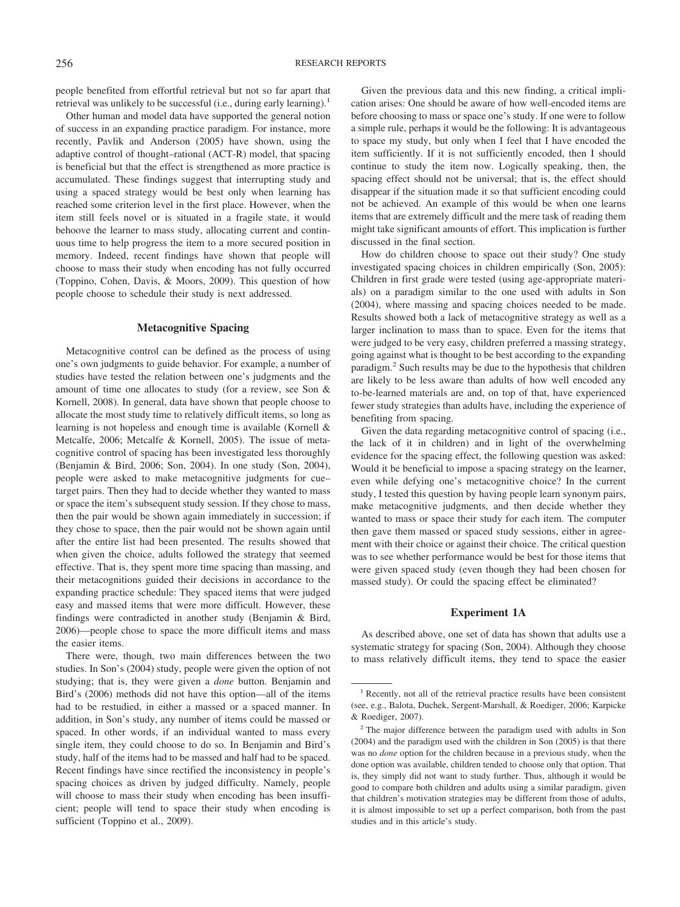people benefited from effortful retrieval but not so far apart that retrieval was unlikely to be successful (i.e., during early learning).[1]

Other human and model data have supported the general notion of success in an expanding practice paradigm. For instance, more recently, Pavlik and Anderson (2005) have shown, using the adaptive control of thought–rational (ACT-R) model, that spacing is beneficial but that the effect is strengthened as more practice is accumulated. These findings suggest that interrupting study and using a spaced strategy would be best only when learning has reached some criterion level in the first place. However, when the item still feels novel or is situated in a fragile state, it would behoove the learner to mass study, allocating current and continuous time to help progress the item to a more secured position in memory. Indeed, recent findings have shown that people will choose to mass their study when encoding has not fully occurred (Toppino, Cohen, Davis, & Moors, 2009). This question of how people choose to schedule their study is next addressed.

## Metacognitive Spacing

Metacognitive control can be defined as the process of using one's own judgments to guide behavior. For example, a number of studies have tested the relation between one's judgments and the amount of time one allocates to study (for a review, see Son & Kornell, 2008). In general, data have shown that people choose to allocate the most study time to relatively difficult items, so long as learning is not hopeless and enough time is available (Kornell & Metcalfe, 2006; Metcalfe & Kornell, 2005). The issue of metacognitive control of spacing has been investigated less thoroughly (Benjamin & Bird, 2006; Son, 2004). In one study (Son, 2004), people were asked to make metacognitive judgments for cue–target pairs. Then they had to decide whether they wanted to mass or space the item's subsequent study session. If they chose to mass, then the pair would be shown again immediately in succession; if they chose to space, then the pair would not be shown again until after the entire list had been presented. The results showed that when given the choice, adults followed the strategy that seemed effective. That is, they spent more time spacing than massing, and their metacognitions guided their decisions in accordance to the expanding practice schedule: They spaced items that were judged easy and massed items that were more difficult. However, these findings were contradicted in another study (Benjamin & Bird, 2006)—people chose to space the more difficult items and mass the easier items.

There were, though, two main differences between the two studies. In Son's (2004) study, people were given the option of not studying; that is, they were given a *done* button. Benjamin and Bird's (2006) methods did not have this option—all of the items had to be restudied, in either a massed or a spaced manner. In addition, in Son's study, any number of items could be massed or spaced. In other words, if an individual wanted to mass every single item, they could choose to do so. In Benjamin and Bird's study, half of the items had to be massed and half had to be spaced. Recent findings have since rectified the inconsistency in people's spacing choices as driven by judged difficulty. Namely, people will choose to mass their study when encoding has been insufficient; people will tend to space their study when encoding is sufficient (Toppino et al., 2009).

Given the previous data and this new finding, a critical implication arises: One should be aware of how well-encoded items are before choosing to mass or space one's study. If one were to follow a simple rule, perhaps it would be the following: It is advantageous to space my study, but only when I feel that I have encoded the item sufficiently. If it is not sufficiently encoded, then I should continue to study the item now. Logically speaking, then, the spacing effect should not be universal; that is, the effect should disappear if the situation made it so that sufficient encoding could not be achieved. An example of this would be when one learns items that are extremely difficult and the mere task of reading them might take significant amounts of effort. This implication is further discussed in the final section.

How do children choose to space out their study? One study investigated spacing choices in children empirically (Son, 2005): Children in first grade were tested (using age-appropriate materials) on a paradigm similar to the one used with adults in Son (2004), where massing and spacing choices needed to be made. Results showed both a lack of metacognitive strategy as well as a larger inclination to mass than to space. Even for the items that were judged to be very easy, children preferred a massing strategy, going against what is thought to be best according to the expanding paradigm.[2] Such results may be due to the hypothesis that children are likely to be less aware than adults of how well encoded any to-be-learned materials are and, on top of that, have experienced fewer study strategies than adults have, including the experience of benefiting from spacing.

Given the data regarding metacognitive control of spacing (i.e., the lack of it in children) and in light of the overwhelming evidence for the spacing effect, the following question was asked: Would it be beneficial to impose a spacing strategy on the learner, even while defying one's metacognitive choice? In the current study, I tested this question by having people learn synonym pairs, make metacognitive judgments, and then decide whether they wanted to mass or space their study for each item. The computer then gave them massed or spaced study sessions, either in agreement with their choice or against their choice. The critical question was to see whether performance would be best for those items that were given spaced study (even though they had been chosen for massed study). Or could the spacing effect be eliminated?

## Experiment 1A

As described above, one set of data has shown that adults use a systematic strategy for spacing (Son, 2004). Although they choose to mass relatively difficult items, they tend to space the easier

---

[1] Recently, not all of the retrieval practice results have been consistent (see, e.g., Balota, Duchek, Sergent-Marshall, & Roediger, 2006; Karpicke & Roediger, 2007).

[2] The major difference between the paradigm used with adults in Son (2004) and the paradigm used with the children in Son (2005) is that there was no *done* option for the children because in a previous study, when the done option was available, children tended to choose only that option. That is, they simply did not want to study further. Thus, although it would be good to compare both children and adults using a similar paradigm, given that children's motivation strategies may be different from those of adults, it is almost impossible to set up a perfect comparison, both from the past studies and in this article's study.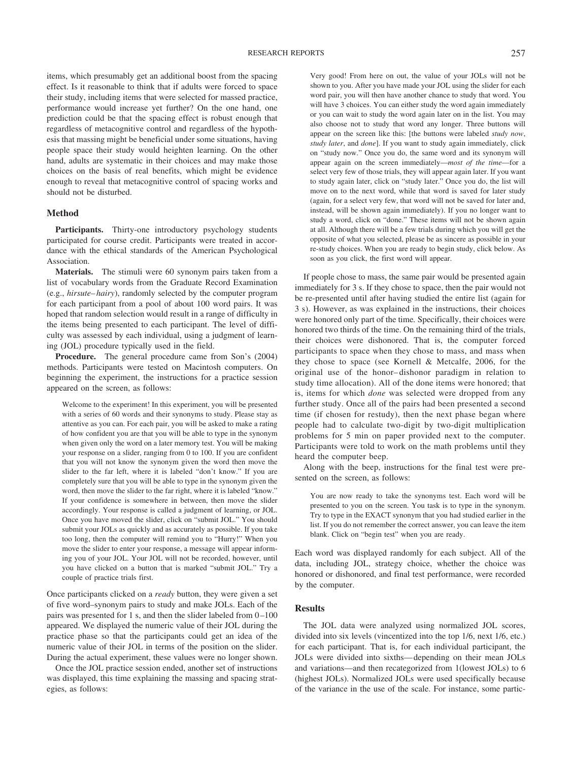items, which presumably get an additional boost from the spacing effect. Is it reasonable to think that if adults were forced to space their study, including items that were selected for massed practice, performance would increase yet further? On the one hand, one prediction could be that the spacing effect is robust enough that regardless of metacognitive control and regardless of the hypothesis that massing might be beneficial under some situations, having people space their study would heighten learning. On the other hand, adults are systematic in their choices and may make those choices on the basis of real benefits, which might be evidence enough to reveal that metacognitive control of spacing works and should not be disturbed.

## Method

**Participants.** Thirty-one introductory psychology students participated for course credit. Participants were treated in accordance with the ethical standards of the American Psychological Association.

**Materials.** The stimuli were 60 synonym pairs taken from a list of vocabulary words from the Graduate Record Examination (e.g., *hirsute–hairy*), randomly selected by the computer program for each participant from a pool of about 100 word pairs. It was hoped that random selection would result in a range of difficulty in the items being presented to each participant. The level of difficulty was assessed by each individual, using a judgment of learning (JOL) procedure typically used in the field.

**Procedure.** The general procedure came from Son's (2004) methods. Participants were tested on Macintosh computers. On beginning the experiment, the instructions for a practice session appeared on the screen, as follows:

> Welcome to the experiment! In this experiment, you will be presented with a series of 60 words and their synonyms to study. Please stay as attentive as you can. For each pair, you will be asked to make a rating of how confident you are that you will be able to type in the synonym when given only the word on a later memory test. You will be making your response on a slider, ranging from 0 to 100. If you are confident that you will not know the synonym given the word then move the slider to the far left, where it is labeled "don't know." If you are completely sure that you will be able to type in the synonym given the word, then move the slider to the far right, where it is labeled "know." If your confidence is somewhere in between, then move the slider accordingly. Your response is called a judgment of learning, or JOL. Once you have moved the slider, click on "submit JOL." You should submit your JOLs as quickly and as accurately as possible. If you take too long, then the computer will remind you to "Hurry!" When you move the slider to enter your response, a message will appear informing you of your JOL. Your JOL will not be recorded, however, until you have clicked on a button that is marked "submit JOL." Try a couple of practice trials first.

Once participants clicked on a *ready* button, they were given a set of five word–synonym pairs to study and make JOLs. Each of the pairs was presented for 1 s, and then the slider labeled from 0–100 appeared. We displayed the numeric value of their JOL during the practice phase so that the participants could get an idea of the numeric value of their JOL in terms of the position on the slider. During the actual experiment, these values were no longer shown.

Once the JOL practice session ended, another set of instructions was displayed, this time explaining the massing and spacing strategies, as follows:

> Very good! From here on out, the value of your JOLs will not be shown to you. After you have made your JOL using the slider for each word pair, you will then have another chance to study that word. You will have 3 choices. You can either study the word again immediately or you can wait to study the word again later on in the list. You may also choose not to study that word any longer. Three buttons will appear on the screen like this: [the buttons were labeled *study now*, *study later*, and *done*]. If you want to study again immediately, click on "study now." Once you do, the same word and its synonym will appear again on the screen immediately—*most of the time*—for a select very few of those trials, they will appear again later. If you want to study again later, click on "study later." Once you do, the list will move on to the next word, while that word is saved for later study (again, for a select very few, that word will not be saved for later and, instead, will be shown again immediately). If you no longer want to study a word, click on "done." These items will not be shown again at all. Although there will be a few trials during which you will get the opposite of what you selected, please be as sincere as possible in your re-study choices. When you are ready to begin study, click below. As soon as you click, the first word will appear.

If people chose to mass, the same pair would be presented again immediately for 3 s. If they chose to space, then the pair would not be re-presented until after having studied the entire list (again for 3 s). However, as was explained in the instructions, their choices were honored only part of the time. Specifically, their choices were honored two thirds of the time. On the remaining third of the trials, their choices were dishonored. That is, the computer forced participants to space when they chose to mass, and mass when they chose to space (see Kornell & Metcalfe, 2006, for the original use of the honor–dishonor paradigm in relation to study time allocation). All of the done items were honored; that is, items for which *done* was selected were dropped from any further study. Once all of the pairs had been presented a second time (if chosen for restudy), then the next phase began where people had to calculate two-digit by two-digit multiplication problems for 5 min on paper provided next to the computer. Participants were told to work on the math problems until they heard the computer beep.

Along with the beep, instructions for the final test were presented on the screen, as follows:

> You are now ready to take the synonyms test. Each word will be presented to you on the screen. You task is to type in the synonym. Try to type in the EXACT synonym that you had studied earlier in the list. If you do not remember the correct answer, you can leave the item blank. Click on "begin test" when you are ready.

Each word was displayed randomly for each subject. All of the data, including JOL, strategy choice, whether the choice was honored or dishonored, and final test performance, were recorded by the computer.

## Results

The JOL data were analyzed using normalized JOL scores, divided into six levels (vincentized into the top 1/6, next 1/6, etc.) for each participant. That is, for each individual participant, the JOLs were divided into sixths—depending on their mean JOLs and variations—and then recategorized from 1(lowest JOLs) to 6 (highest JOLs). Normalized JOLs were used specifically because of the variance in the use of the scale. For instance, some partic-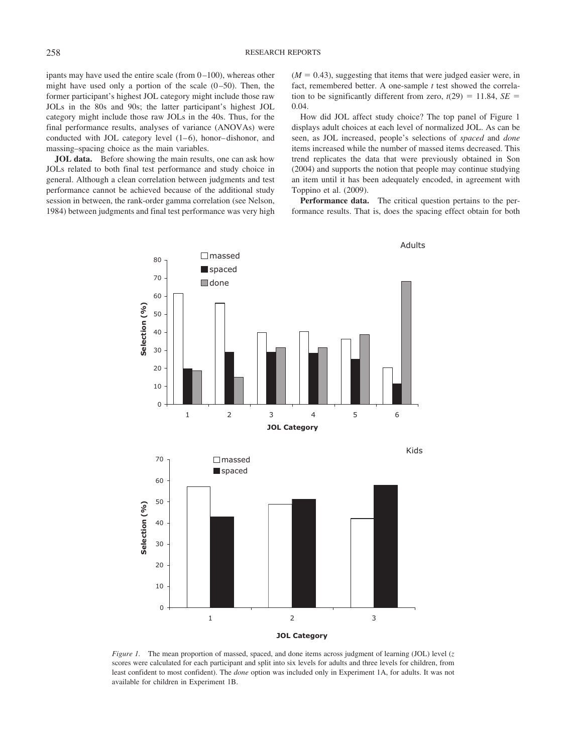ipants may have used the entire scale (from 0–100), whereas other might have used only a portion of the scale (0–50). Then, the former participant's highest JOL category might include those raw JOLs in the 80s and 90s; the latter participant's highest JOL category might include those raw JOLs in the 40s. Thus, for the final performance results, analyses of variance (ANOVAs) were conducted with JOL category level (1–6), honor–dishonor, and massing–spacing choice as the main variables.

**JOL data.** Before showing the main results, one can ask how JOLs related to both final test performance and study choice in general. Although a clean correlation between judgments and test performance cannot be achieved because of the additional study session in between, the rank-order gamma correlation (see Nelson, 1984) between judgments and final test performance was very high ($M = 0.43$), suggesting that items that were judged easier were, in fact, remembered better. A one-sample *t* test showed the correlation to be significantly different from zero, $t(29) = 11.84$, $SE = 0.04$.

How did JOL affect study choice? The top panel of Figure 1 displays adult choices at each level of normalized JOL. As can be seen, as JOL increased, people's selections of *spaced* and *done* items increased while the number of massed items decreased. This trend replicates the data that were previously obtained in Son (2004) and supports the notion that people may continue studying an item until it has been adequately encoded, in agreement with Toppino et al. (2009).

**Performance data.** The critical question pertains to the performance results. That is, does the spacing effect obtain for both

*Figure 1.* The mean proportion of massed, spaced, and done items across judgment of learning (JOL) level (*z* scores were calculated for each participant and split into six levels for adults and three levels for children, from least confident to most confident). The *done* option was included only in Experiment 1A, for adults. It was not available for children in Experiment 1B.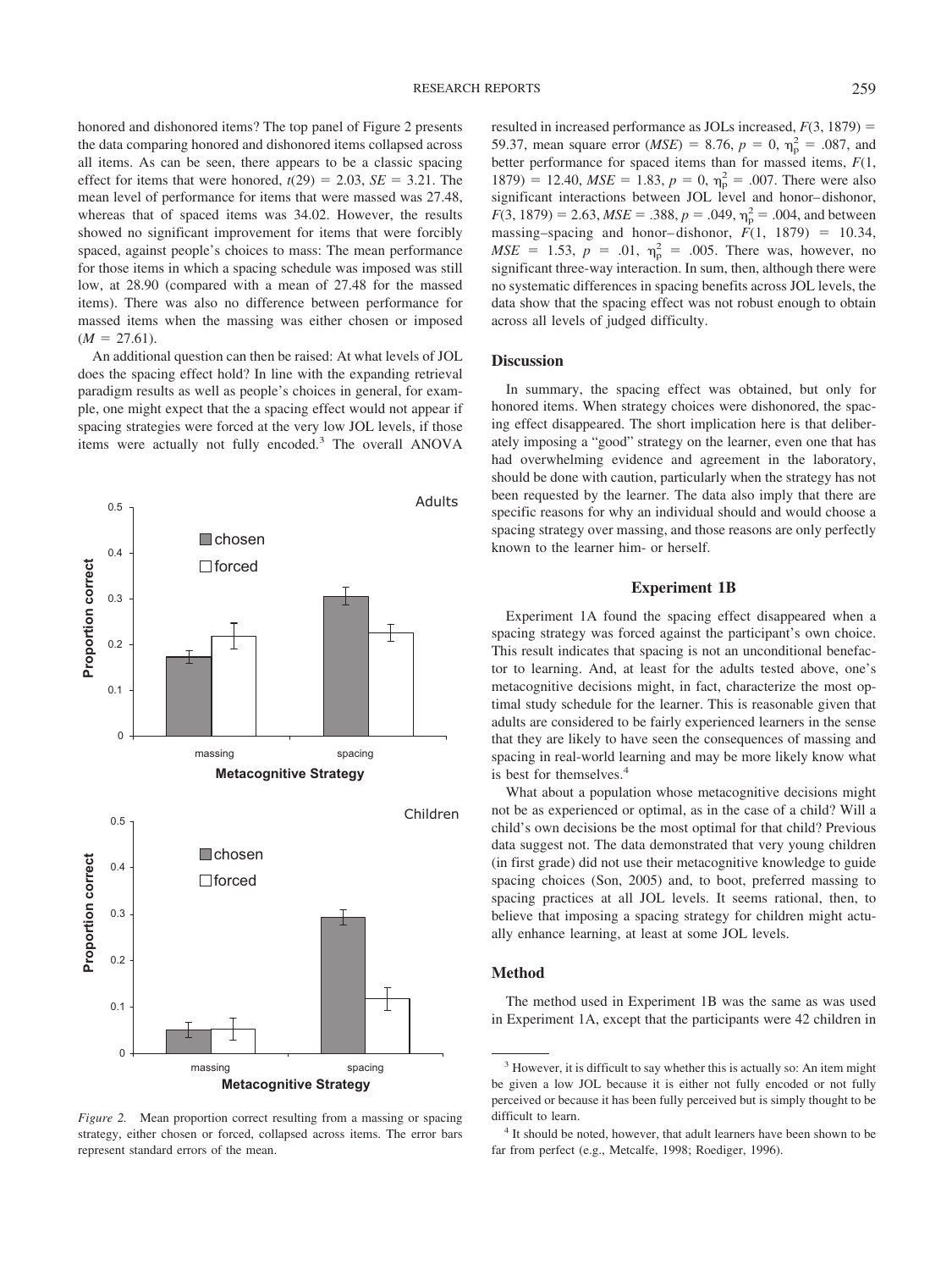honored and dishonored items? The top panel of Figure 2 presents the data comparing honored and dishonored items collapsed across all items. As can be seen, there appears to be a classic spacing effect for items that were honored, $t(29) = 2.03$, $SE = 3.21$. The mean level of performance for items that were massed was 27.48, whereas that of spaced items was 34.02. However, the results showed no significant improvement for items that were forcibly spaced, against people's choices to mass: The mean performance for those items in which a spacing schedule was imposed was still low, at 28.90 (compared with a mean of 27.48 for the massed items). There was also no difference between performance for massed items when the massing was either chosen or imposed ($M = 27.61$).

An additional question can then be raised: At what levels of JOL does the spacing effect hold? In line with the expanding retrieval paradigm results as well as people's choices in general, for example, one might expect that the spacing effect would not appear if spacing strategies were forced at the very low JOL levels, if those items were actually not fully encoded.[3] The overall ANOVA resulted in increased performance as JOLs increased, $F(3, 1879) = 59.37$, mean square error ($MSE$) $= 8.76$, $p = 0$, $\eta_p^2 = .087$, and better performance for spaced items than for massed items, $F(1, 1879) = 12.40$, $MSE = 1.83$, $p = 0$, $\eta_p^2 = .007$. There were also significant interactions between JOL level and honor–dishonor, $F(3, 1879) = 2.63$, $MSE = .388$, $p = .049$, $\eta_p^2 = .004$, and between massing–spacing and honor–dishonor, $F(1, 1879) = 10.34$, $MSE = 1.53$, $p = .01$, $\eta_p^2 = .005$. There was, however, no significant three-way interaction. In sum, then, although there were no systematic differences in spacing benefits across JOL levels, the data show that the spacing effect was not robust enough to obtain across all levels of judged difficulty.

Adults

Proportion correct

0.5
0.4
0.3
0.2
0.1
0

chosen
forced

massing
spacing

Metacognitive Strategy

Children

Proportion correct

0.5
0.4
0.3
0.2
0.1
0

chosen
forced

massing
spacing

Metacognitive Strategy

*Figure 2.* Mean proportion correct resulting from a massing or spacing strategy, either chosen or forced, collapsed across items. The error bars represent standard errors of the mean.

## Discussion

In summary, the spacing effect was obtained, but only for honored items. When strategy choices were dishonored, the spacing effect disappeared. The short implication here is that deliberately imposing a "good" strategy on the learner, even one that has had overwhelming evidence and agreement in the laboratory, should be done with caution, particularly when the strategy has not been requested by the learner. The data also imply that there are specific reasons for why an individual should and would choose a spacing strategy over massing, and those reasons are only perfectly known to the learner him- or herself.

## Experiment 1B

Experiment 1A found the spacing effect disappeared when a spacing strategy was forced against the participant's own choice. This result indicates that spacing is not an unconditional benefactor to learning. And, at least for the adults tested above, one's metacognitive decisions might, in fact, characterize the most optimal study schedule for the learner. This is reasonable given that adults are considered to be fairly experienced learners in the sense that they are likely to have seen the consequences of massing and spacing in real-world learning and may be more likely know what is best for themselves.[4]

What about a population whose metacognitive decisions might not be as experienced or optimal, as in the case of a child? Will a child's own decisions be the most optimal for that child? Previous data suggest not. The data demonstrated that very young children (in first grade) did not use their metacognitive knowledge to guide spacing choices (Son, 2005) and, to boot, preferred massing to spacing practices at all JOL levels. It seems rational, then, to believe that imposing a spacing strategy for children might actually enhance learning, at least at some JOL levels.

## Method

The method used in Experiment 1B was the same as was used in Experiment 1A, except that the participants were 42 children in

---

[3] However, it is difficult to say whether this is actually so: An item might be given a low JOL because it is either not fully encoded or not fully perceived or because it has been fully perceived but is simply thought to be difficult to learn.

[4] It should be noted, however, that adult learners have been shown to be far from perfect (e.g., Metcalfe, 1998; Roediger, 1996).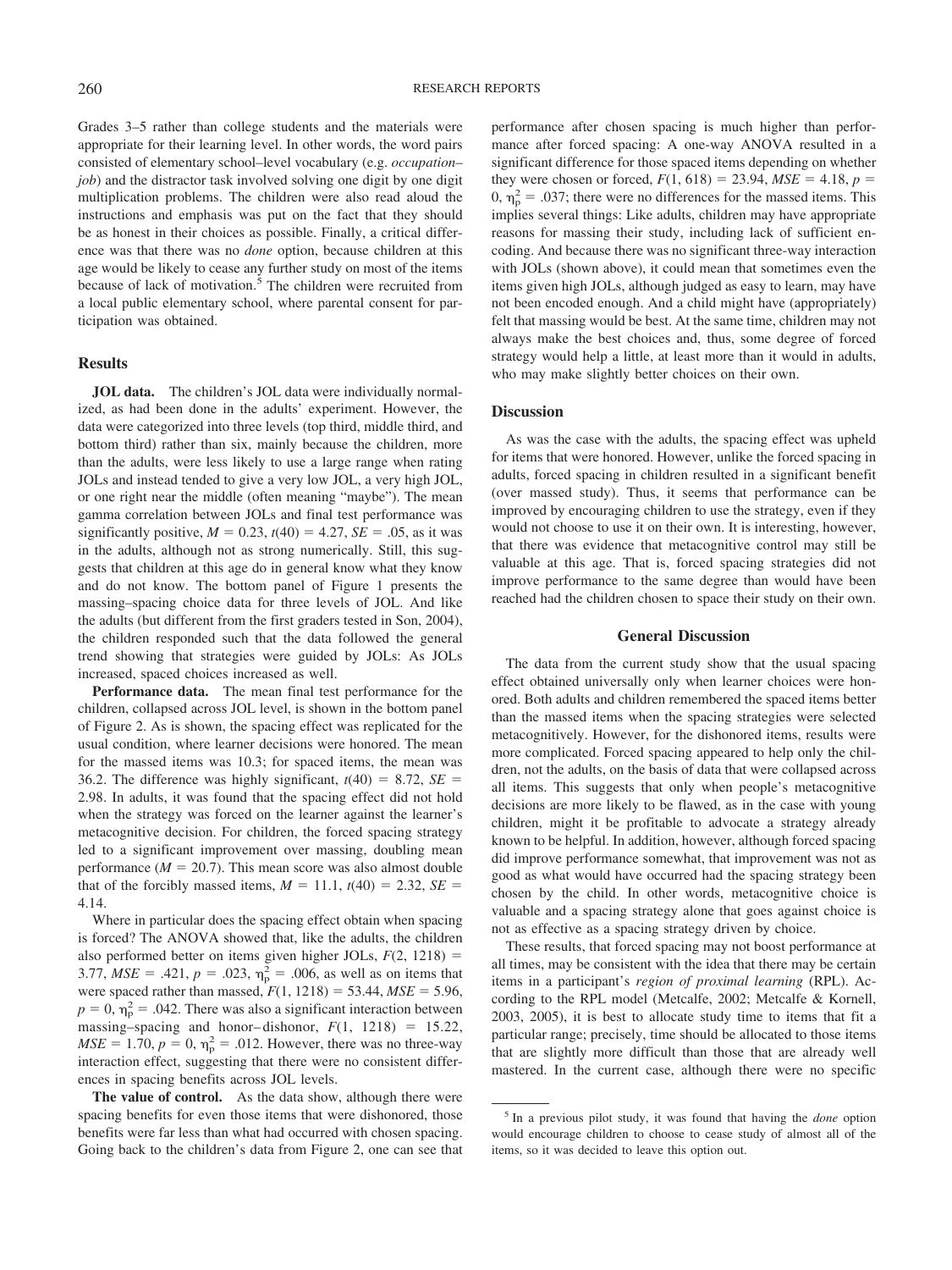Grades 3–5 rather than college students and the materials were appropriate for their learning level. In other words, the word pairs consisted of elementary school–level vocabulary (e.g. *occupation–job*) and the distractor task involved solving one digit by one digit multiplication problems. The children were also read aloud the instructions and emphasis was put on the fact that they should be as honest in their choices as possible. Finally, a critical difference was that there was no *done* option, because children at this age would be likely to cease any further study on most of the items because of lack of motivation.[5] The children were recruited from a local public elementary school, where parental consent for participation was obtained.

### Results

**JOL data.** The children's JOL data were individually normalized, as had been done in the adults' experiment. However, the data were categorized into three levels (top third, middle third, and bottom third) rather than six, mainly because the children, more than the adults, were less likely to use a large range when rating JOLs and instead tended to give a very low JOL, a very high JOL, or one right near the middle (often meaning "maybe"). The mean gamma correlation between JOLs and final test performance was significantly positive, $M = 0.23$, $t(40) = 4.27$, $SE = .05$, as it was in the adults, although not as strong numerically. Still, this suggests that children at this age do in general know what they know and do not know. The bottom panel of Figure 1 presents the massing–spacing choice data for three levels of JOL. And like the adults (but different from the first graders tested in Son, 2004), the children responded such that the data followed the general trend showing that strategies were guided by JOLs: As JOLs increased, spaced choices increased as well.

**Performance data.** The mean final test performance for the children, collapsed across JOL level, is shown in the bottom panel of Figure 2. As is shown, the spacing effect was replicated for the usual condition, where learner decisions were honored. The mean for the massed items was 10.3; for spaced items, the mean was 36.2. The difference was highly significant, $t(40) = 8.72$, $SE = 2.98$. In adults, it was found that the spacing effect did not hold when the strategy was forced on the learner against the learner's metacognitive decision. For children, the forced spacing strategy led to a significant improvement over massing, doubling mean performance ($M = 20.7$). This mean score was also almost double that of the forcibly massed items, $M = 11.1$, $t(40) = 2.32$, $SE = 4.14$.

Where in particular does the spacing effect obtain when spacing is forced? The ANOVA showed that, like the adults, the children also performed better on items given higher JOLs, $F(2, 1218) = 3.77$, $MSE = .421$, $p = .023$, $\eta_p^2 = .006$, as well as on items that were spaced rather than massed, $F(1, 1218) = 53.44$, $MSE = 5.96$, $p = 0$, $\eta_p^2 = .042$. There was also a significant interaction between massing–spacing and honor–dishonor, $F(1, 1218) = 15.22$, $MSE = 1.70$, $p = 0$, $\eta_p^2 = .012$. However, there was no three-way interaction effect, suggesting that there were no consistent differences in spacing benefits across JOL levels.

**The value of control.** As the data show, although there were spacing benefits for even those items that were dishonored, those benefits were far less than what had occurred with chosen spacing. Going back to the children's data from Figure 2, one can see that performance after chosen spacing is much higher than performance after forced spacing: A one-way ANOVA resulted in a significant difference for those spaced items depending on whether they were chosen or forced, $F(1, 618) = 23.94$, $MSE = 4.18$, $p = 0$, $\eta_p^2 = .037$; there were no differences for the massed items. This implies several things: Like adults, children may have appropriate reasons for massing their study, including lack of sufficient encoding. And because there was no significant three-way interaction with JOLs (shown above), it could mean that sometimes even the items given high JOLs, although judged as easy to learn, may have not been encoded enough. And a child might have (appropriately) felt that massing would be best. At the same time, children may not always make the best choices and, thus, some degree of forced strategy would help a little, at least more than it would in adults, who may make slightly better choices on their own.

### Discussion

As was the case with the adults, the spacing effect was upheld for items that were honored. However, unlike the forced spacing in adults, forced spacing in children resulted in a significant benefit (over massed study). Thus, it seems that performance can be improved by encouraging children to use the strategy, even if they would not choose to use it on their own. It is interesting, however, that there was evidence that metacognitive control may still be valuable at this age. That is, forced spacing strategies did not improve performance to the same degree than would have been reached had the children chosen to space their study on their own.

## General Discussion

The data from the current study show that the usual spacing effect obtained universally only when learner choices were honored. Both adults and children remembered the spaced items better than the massed items when the spacing strategies were selected metacognitively. However, for the dishonored items, results were more complicated. Forced spacing appeared to help only the children, not the adults, on the basis of data that were collapsed across all items. This suggests that only when people's metacognitive decisions are more likely to be flawed, as in the case with young children, might it be profitable to advocate a strategy already known to be helpful. In addition, however, although forced spacing did improve performance somewhat, that improvement was not as good as what would have occurred had the spacing strategy been chosen by the child. In other words, metacognitive choice is valuable and a spacing strategy alone that goes against choice is not as effective as a spacing strategy driven by choice.

These results, that forced spacing may not boost performance at all times, may be consistent with the idea that there may be certain items in a participant's *region of proximal learning* (RPL). According to the RPL model (Metcalfe, 2002; Metcalfe & Kornell, 2003, 2005), it is best to allocate study time to items that fit a particular range; precisely, time should be allocated to those items that are slightly more difficult than those that are already well mastered. In the current case, although there were no specific

[5] In a previous pilot study, it was found that having the *done* option would encourage children to choose to cease study of almost all of the items, so it was decided to leave this option out.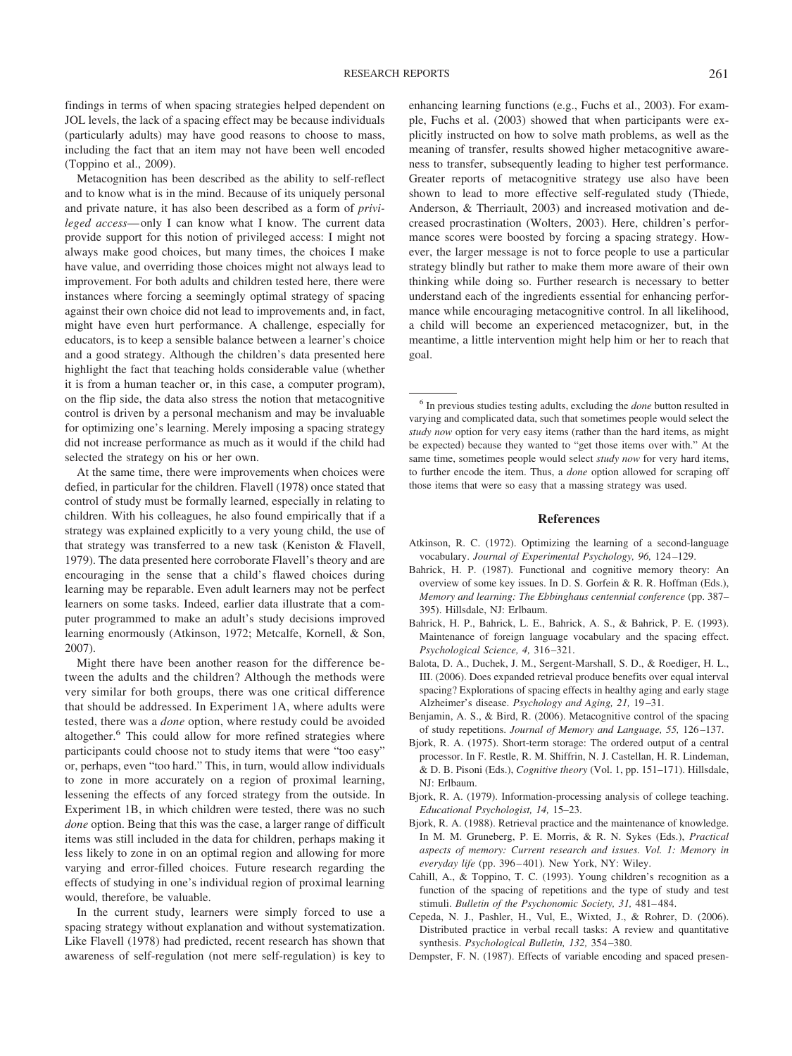findings in terms of when spacing strategies helped dependent on JOL levels, the lack of a spacing effect may be because individuals (particularly adults) may have good reasons to choose to mass, including the fact that an item may not have been well encoded (Toppino et al., 2009).

Metacognition has been described as the ability to self-reflect and to know what is in the mind. Because of its uniquely personal and private nature, it has also been described as a form of *privileged access*—only I can know what I know. The current data provide support for this notion of privileged access: I might not always make good choices, but many times, the choices I make have value, and overriding those choices might not always lead to improvement. For both adults and children tested here, there were instances where forcing a seemingly optimal strategy of spacing against their own choice did not lead to improvements and, in fact, might have even hurt performance. A challenge, especially for educators, is to keep a sensible balance between a learner's choice and a good strategy. Although the children's data presented here highlight the fact that teaching holds considerable value (whether it is from a human teacher or, in this case, a computer program), on the flip side, the data also stress the notion that metacognitive control is driven by a personal mechanism and may be invaluable for optimizing one's learning. Merely imposing a spacing strategy did not increase performance as much as it would if the child had selected the strategy on his or her own.

At the same time, there were improvements when choices were defied, in particular for the children. Flavell (1978) once stated that control of study must be formally learned, especially in relating to children. With his colleagues, he also found empirically that if a strategy was explained explicitly to a very young child, the use of that strategy was transferred to a new task (Keniston & Flavell, 1979). The data presented here corroborate Flavell's theory and are encouraging in the sense that a child's flawed choices during learning may be reparable. Even adult learners may not be perfect learners on some tasks. Indeed, earlier data illustrate that a computer programmed to make an adult's study decisions improved learning enormously (Atkinson, 1972; Metcalfe, Kornell, & Son, 2007).

Might there have been another reason for the difference between the adults and the children? Although the methods were very similar for both groups, there was one critical difference that should be addressed. In Experiment 1A, where adults were tested, there was a *done* option, where restudy could be avoided altogether.[6] This could allow for more refined strategies where participants could choose not to study items that were "too easy" or, perhaps, even "too hard." This, in turn, would allow individuals to zone in more accurately on a region of proximal learning, lessening the effects of any forced strategy from the outside. In Experiment 1B, in which children were tested, there was no such *done* option. Being that this was the case, a larger range of difficult items was still included in the data for children, perhaps making it less likely to zone in on an optimal region and allowing for more varying and error-filled choices. Future research regarding the effects of studying in one's individual region of proximal learning would, therefore, be valuable.

In the current study, learners were simply forced to use a spacing strategy without explanation and without systematization. Like Flavell (1978) had predicted, recent research has shown that awareness of self-regulation (not mere self-regulation) is key to enhancing learning functions (e.g., Fuchs et al., 2003). For example, Fuchs et al. (2003) showed that when participants were explicitly instructed on how to solve math problems, as well as the meaning of transfer, results showed higher metacognitive awareness to transfer, subsequently leading to higher test performance. Greater reports of metacognitive strategy use also have been shown to lead to more effective self-regulated study (Thiede, Anderson, & Therriault, 2003) and increased motivation and decreased procrastination (Wolters, 2003). Here, children's performance scores were boosted by forcing a spacing strategy. However, the larger message is not to force people to use a particular strategy blindly but rather to make them more aware of their own thinking while doing so. Further research is necessary to better understand each of the ingredients essential for enhancing performance while encouraging metacognitive control. In all likelihood, a child will become an experienced metacognizer, but, in the meantime, a little intervention might help him or her to reach that goal.

[6] In previous studies testing adults, excluding the *done* button resulted in varying and complicated data, such that sometimes people would select the *study now* option for very easy items (rather than the hard items, as might be expected) because they wanted to "get those items over with." At the same time, sometimes people would select *study now* for very hard items, to further encode the item. Thus, a *done* option allowed for scraping off those items that were so easy that a massing strategy was used.

## References

Atkinson, R. C. (1972). Optimizing the learning of a second-language vocabulary. *Journal of Experimental Psychology, 96,* 124–129.

Bahrick, H. P. (1987). Functional and cognitive memory theory: An overview of some key issues. In D. S. Gorfein & R. R. Hoffman (Eds.), *Memory and learning: The Ebbinghaus centennial conference* (pp. 387–395). Hillsdale, NJ: Erlbaum.

Bahrick, H. P., Bahrick, L. E., Bahrick, A. S., & Bahrick, P. E. (1993). Maintenance of foreign language vocabulary and the spacing effect. *Psychological Science, 4,* 316–321.

Balota, D. A., Duchek, J. M., Sergent-Marshall, S. D., & Roediger, H. L., III. (2006). Does expanded retrieval produce benefits over equal interval spacing? Explorations of spacing effects in healthy aging and early stage Alzheimer's disease. *Psychology and Aging, 21,* 19–31.

Benjamin, A. S., & Bird, R. (2006). Metacognitive control of the spacing of study repetitions. *Journal of Memory and Language, 55,* 126–137.

Bjork, R. A. (1975). Short-term storage: The ordered output of a central processor. In F. Restle, R. M. Shiffrin, N. J. Castellan, H. R. Lindeman, & D. B. Pisoni (Eds.), *Cognitive theory* (Vol. 1, pp. 151–171). Hillsdale, NJ: Erlbaum.

Bjork, R. A. (1979). Information-processing analysis of college teaching. *Educational Psychologist, 14,* 15–23.

Bjork, R. A. (1988). Retrieval practice and the maintenance of knowledge. In M. M. Gruneberg, P. E. Morris, & R. N. Sykes (Eds.), *Practical aspects of memory: Current research and issues. Vol. 1: Memory in everyday life* (pp. 396–401). New York, NY: Wiley.

Cahill, A., & Toppino, T. C. (1993). Young children's recognition as a function of the spacing of repetitions and the type of study and test stimuli. *Bulletin of the Psychonomic Society, 31,* 481–484.

Cepeda, N. J., Pashler, H., Vul, E., Wixted, J., & Rohrer, D. (2006). Distributed practice in verbal recall tasks: A review and quantitative synthesis. *Psychological Bulletin, 132,* 354–380.

Dempster, F. N. (1987). Effects of variable encoding and spaced presen-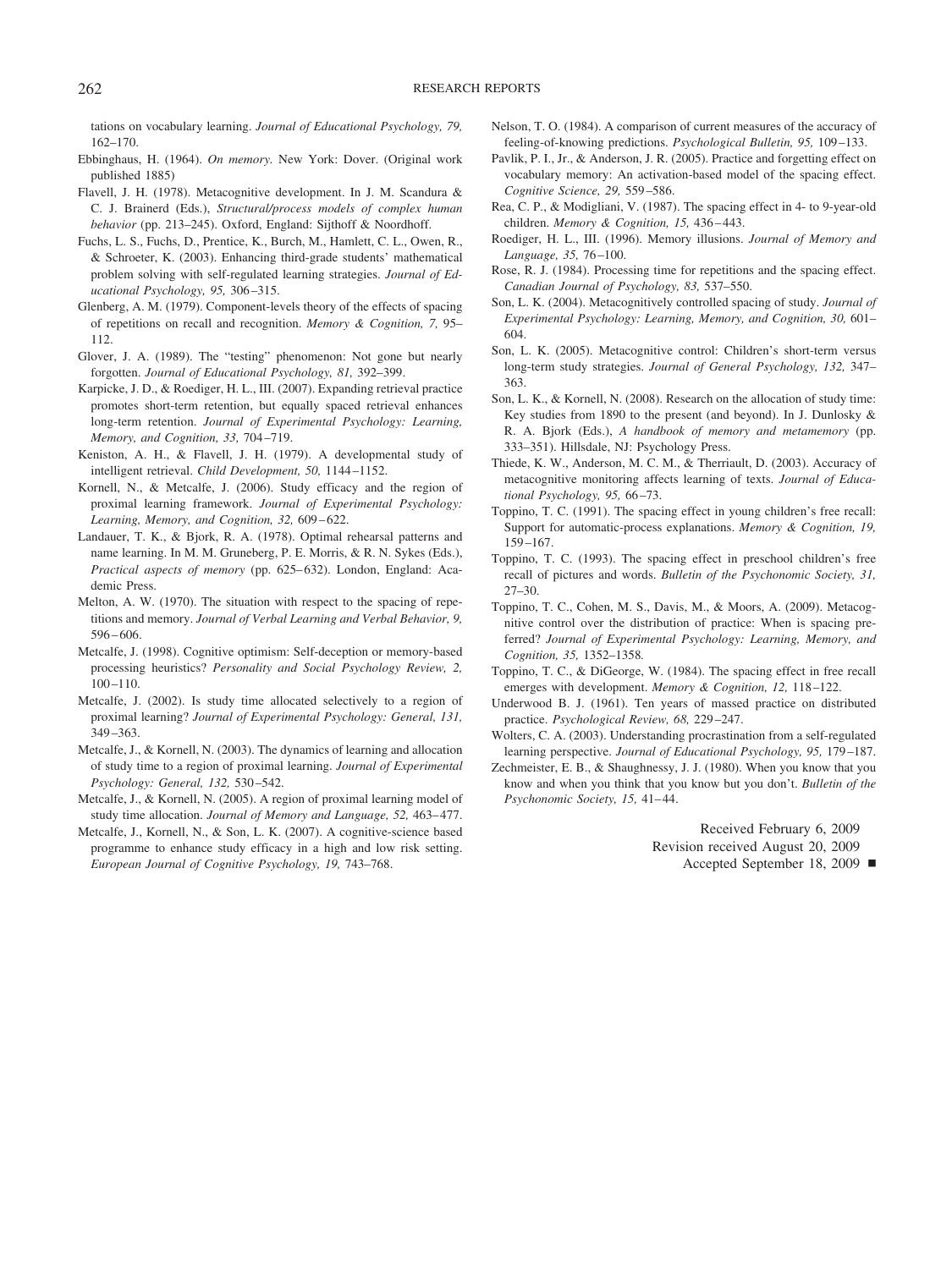tations on vocabulary learning. *Journal of Educational Psychology, 79,* 162–170.

Ebbinghaus, H. (1964). *On memory.* New York: Dover. (Original work published 1885)

Flavell, J. H. (1978). Metacognitive development. In J. M. Scandura & C. J. Brainerd (Eds.), *Structural/process models of complex human behavior* (pp. 213–245). Oxford, England: Sijthoff & Noordhoff.

Fuchs, L. S., Fuchs, D., Prentice, K., Burch, M., Hamlett, C. L., Owen, R., & Schroeter, K. (2003). Enhancing third-grade students' mathematical problem solving with self-regulated learning strategies. *Journal of Educational Psychology, 95,* 306–315.

Glenberg, A. M. (1979). Component-levels theory of the effects of spacing of repetitions on recall and recognition. *Memory & Cognition, 7,* 95–112.

Glover, J. A. (1989). The "testing" phenomenon: Not gone but nearly forgotten. *Journal of Educational Psychology, 81,* 392–399.

Karpicke, J. D., & Roediger, H. L., III. (2007). Expanding retrieval practice promotes short-term retention, but equally spaced retrieval enhances long-term retention. *Journal of Experimental Psychology: Learning, Memory, and Cognition, 33,* 704–719.

Keniston, A. H., & Flavell, J. H. (1979). A developmental study of intelligent retrieval. *Child Development, 50,* 1144–1152.

Kornell, N., & Metcalfe, J. (2006). Study efficacy and the region of proximal learning framework. *Journal of Experimental Psychology: Learning, Memory, and Cognition, 32,* 609–622.

Landauer, T. K., & Bjork, R. A. (1978). Optimal rehearsal patterns and name learning. In M. M. Gruneberg, P. E. Morris, & R. N. Sykes (Eds.), *Practical aspects of memory* (pp. 625–632). London, England: Academic Press.

Melton, A. W. (1970). The situation with respect to the spacing of repetitions and memory. *Journal of Verbal Learning and Verbal Behavior, 9,* 596–606.

Metcalfe, J. (1998). Cognitive optimism: Self-deception or memory-based processing heuristics? *Personality and Social Psychology Review, 2,* 100–110.

Metcalfe, J. (2002). Is study time allocated selectively to a region of proximal learning? *Journal of Experimental Psychology: General, 131,* 349–363.

Metcalfe, J., & Kornell, N. (2003). The dynamics of learning and allocation of study time to a region of proximal learning. *Journal of Experimental Psychology: General, 132,* 530–542.

Metcalfe, J., & Kornell, N. (2005). A region of proximal learning model of study time allocation. *Journal of Memory and Language, 52,* 463–477.

Metcalfe, J., Kornell, N., & Son, L. K. (2007). A cognitive-science based programme to enhance study efficacy in a high and low risk setting. *European Journal of Cognitive Psychology, 19,* 743–768.

Nelson, T. O. (1984). A comparison of current measures of the accuracy of feeling-of-knowing predictions. *Psychological Bulletin, 95,* 109–133.

Pavlik, P. I., Jr., & Anderson, J. R. (2005). Practice and forgetting effect on vocabulary memory: An activation-based model of the spacing effect. *Cognitive Science, 29,* 559–586.

Rea, C. P., & Modigliani, V. (1987). The spacing effect in 4- to 9-year-old children. *Memory & Cognition, 15,* 436–443.

Roediger, H. L., III. (1996). Memory illusions. *Journal of Memory and Language, 35,* 76–100.

Rose, R. J. (1984). Processing time for repetitions and the spacing effect. *Canadian Journal of Psychology, 83,* 537–550.

Son, L. K. (2004). Metacognitively controlled spacing of study. *Journal of Experimental Psychology: Learning, Memory, and Cognition, 30,* 601–604.

Son, L. K. (2005). Metacognitive control: Children's short-term versus long-term study strategies. *Journal of General Psychology, 132,* 347–363.

Son, L. K., & Kornell, N. (2008). Research on the allocation of study time: Key studies from 1890 to the present (and beyond). In J. Dunlosky & R. A. Bjork (Eds.), *A handbook of memory and metamemory* (pp. 333–351). Hillsdale, NJ: Psychology Press.

Thiede, K. W., Anderson, M. C. M., & Therriault, D. (2003). Accuracy of metacognitive monitoring affects learning of texts. *Journal of Educational Psychology, 95,* 66–73.

Toppino, T. C. (1991). The spacing effect in young children's free recall: Support for automatic-process explanations. *Memory & Cognition, 19,* 159–167.

Toppino, T. C. (1993). The spacing effect in preschool children's free recall of pictures and words. *Bulletin of the Psychonomic Society, 31,* 27–30.

Toppino, T. C., Cohen, M. S., Davis, M., & Moors, A. (2009). Metacognitive control over the distribution of practice: When is spacing preferred? *Journal of Experimental Psychology: Learning, Memory, and Cognition, 35,* 1352–1358.

Toppino, T. C., & DiGeorge, W. (1984). The spacing effect in free recall emerges with development. *Memory & Cognition, 12,* 118–122.

Underwood B. J. (1961). Ten years of massed practice on distributed practice. *Psychological Review, 68,* 229–247.

Wolters, C. A. (2003). Understanding procrastination from a self-regulated learning perspective. *Journal of Educational Psychology, 95,* 179–187.

Zechmeister, E. B., & Shaughnessy, J. J. (1980). When you know that you know and when you think that you know but you don't. *Bulletin of the Psychonomic Society, 15,* 41–44.

Received February 6, 2009
Revision received August 20, 2009
Accepted September 18, 2009 ■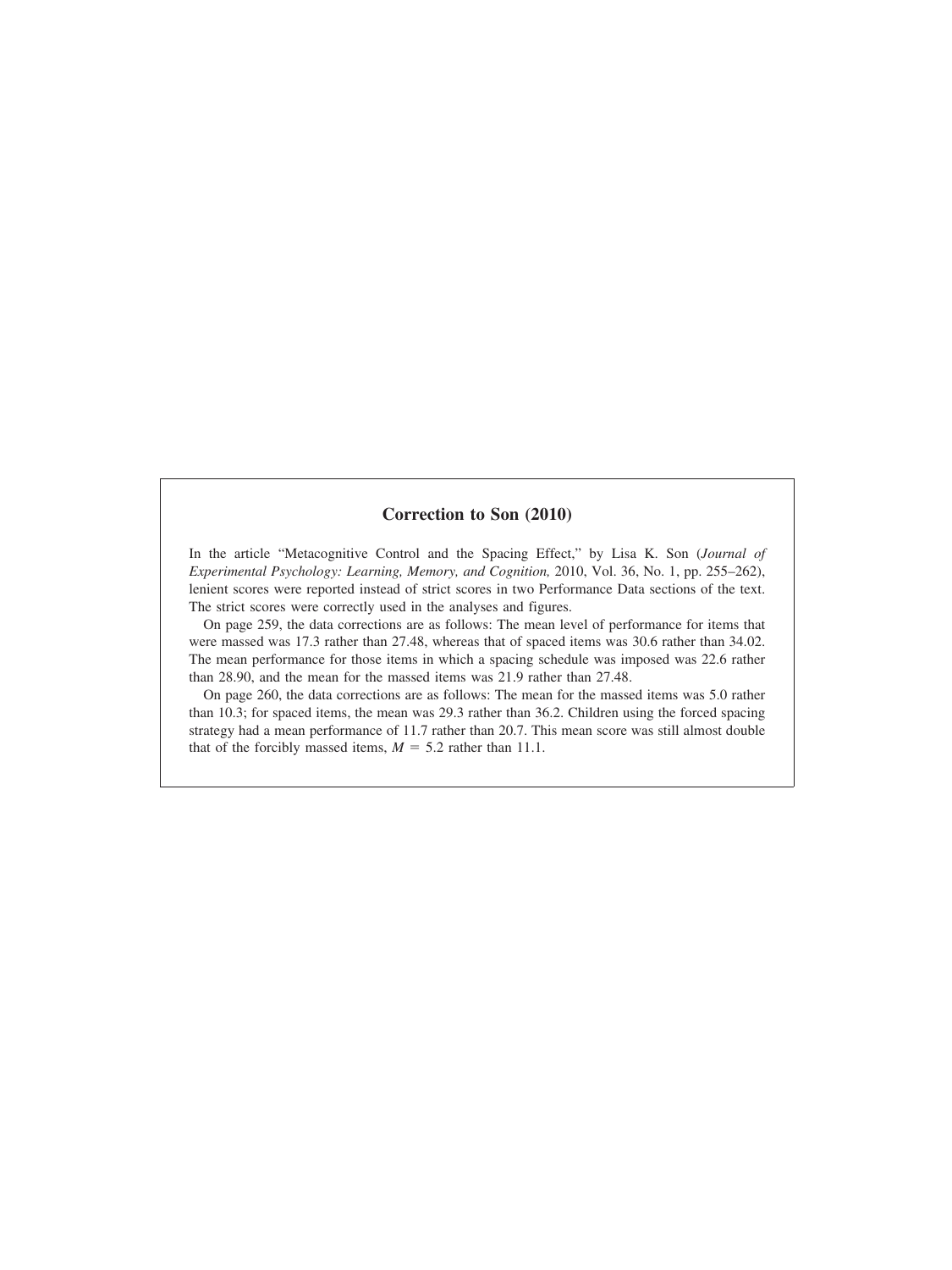## Correction to Son (2010)

In the article "Metacognitive Control and the Spacing Effect," by Lisa K. Son (*Journal of Experimental Psychology: Learning, Memory, and Cognition,* 2010, Vol. 36, No. 1, pp. 255–262), lenient scores were reported instead of strict scores in two Performance Data sections of the text. The strict scores were correctly used in the analyses and figures.

On page 259, the data corrections are as follows: The mean level of performance for items that were massed was 17.3 rather than 27.48, whereas that of spaced items was 30.6 rather than 34.02. The mean performance for those items in which a spacing schedule was imposed was 22.6 rather than 28.90, and the mean for the massed items was 21.9 rather than 27.48.

On page 260, the data corrections are as follows: The mean for the massed items was 5.0 rather than 10.3; for spaced items, the mean was 29.3 rather than 36.2. Children using the forced spacing strategy had a mean performance of 11.7 rather than 20.7. This mean score was still almost double that of the forcibly massed items, $M = 5.2$ rather than 11.1.